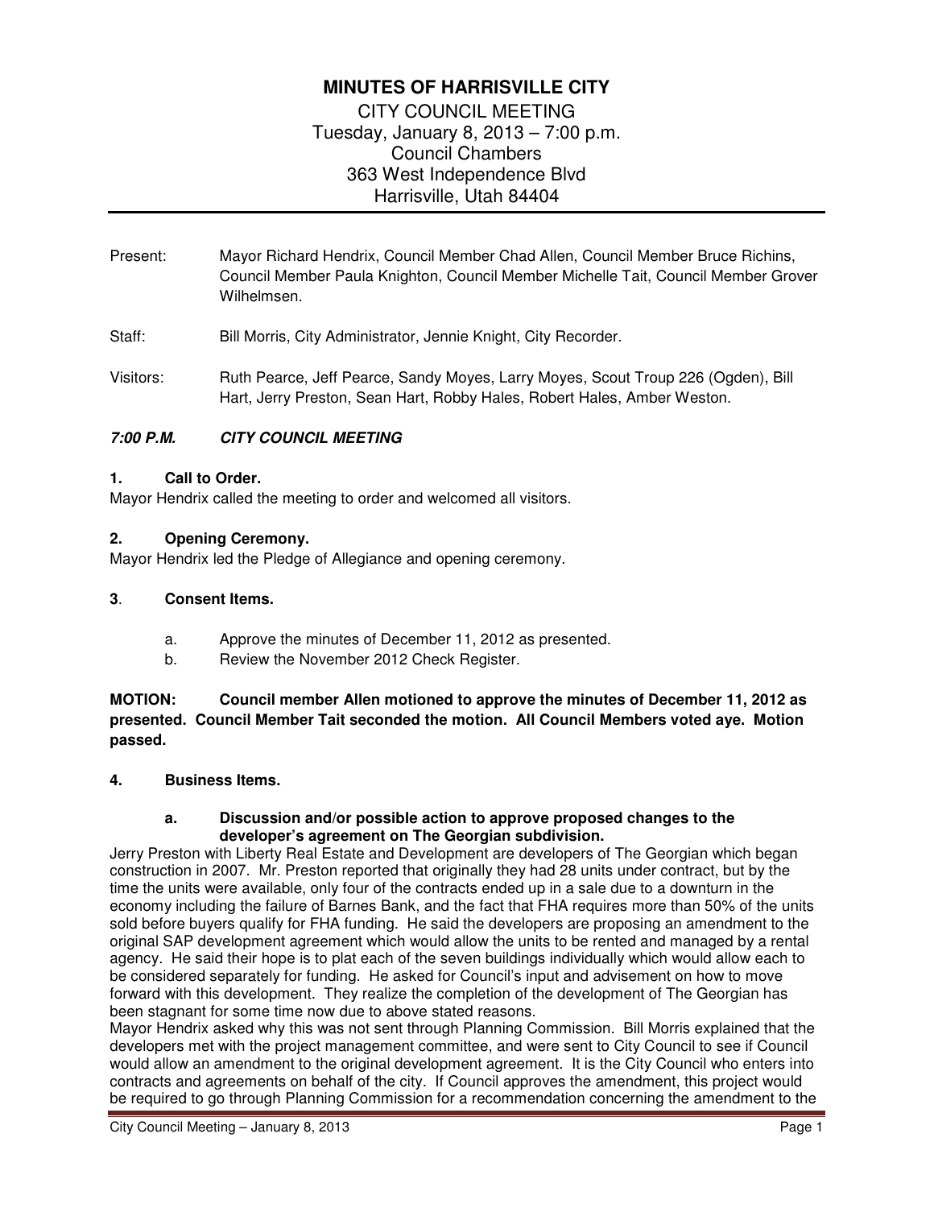# MINUTES OF HARRISVILLE CITY

CITY COUNCIL MEETING
Tuesday, January 8, 2013 – 7:00 p.m.
Council Chambers
363 West Independence Blvd
Harrisville, Utah 84404

---

Present: Mayor Richard Hendrix, Council Member Chad Allen, Council Member Bruce Richins, Council Member Paula Knighton, Council Member Michelle Tait, Council Member Grover Wilhelmsen.

Staff: Bill Morris, City Administrator, Jennie Knight, City Recorder.

Visitors: Ruth Pearce, Jeff Pearce, Sandy Moyes, Larry Moyes, Scout Troup 226 (Ogden), Bill Hart, Jerry Preston, Sean Hart, Robby Hales, Robert Hales, Amber Weston.

***7:00 P.M. CITY COUNCIL MEETING***

**1. Call to Order.**

Mayor Hendrix called the meeting to order and welcomed all visitors.

**2. Opening Ceremony.**

Mayor Hendrix led the Pledge of Allegiance and opening ceremony.

**3. Consent Items.**

a. Approve the minutes of December 11, 2012 as presented.
b. Review the November 2012 Check Register.

**MOTION: Council member Allen motioned to approve the minutes of December 11, 2012 as presented. Council Member Tait seconded the motion. All Council Members voted aye. Motion passed.**

**4. Business Items.**

**a. Discussion and/or possible action to approve proposed changes to the developer's agreement on The Georgian subdivision.**

Jerry Preston with Liberty Real Estate and Development are developers of The Georgian which began construction in 2007. Mr. Preston reported that originally they had 28 units under contract, but by the time the units were available, only four of the contracts ended up in a sale due to a downturn in the economy including the failure of Barnes Bank, and the fact that FHA requires more than 50% of the units sold before buyers qualify for FHA funding. He said the developers are proposing an amendment to the original SAP development agreement which would allow the units to be rented and managed by a rental agency. He said their hope is to plat each of the seven buildings individually which would allow each to be considered separately for funding. He asked for Council's input and advisement on how to move forward with this development. They realize the completion of the development of The Georgian has been stagnant for some time now due to above stated reasons.

Mayor Hendrix asked why this was not sent through Planning Commission. Bill Morris explained that the developers met with the project management committee, and were sent to City Council to see if Council would allow an amendment to the original development agreement. It is the City Council who enters into contracts and agreements on behalf of the city. If Council approves the amendment, this project would be required to go through Planning Commission for a recommendation concerning the amendment to the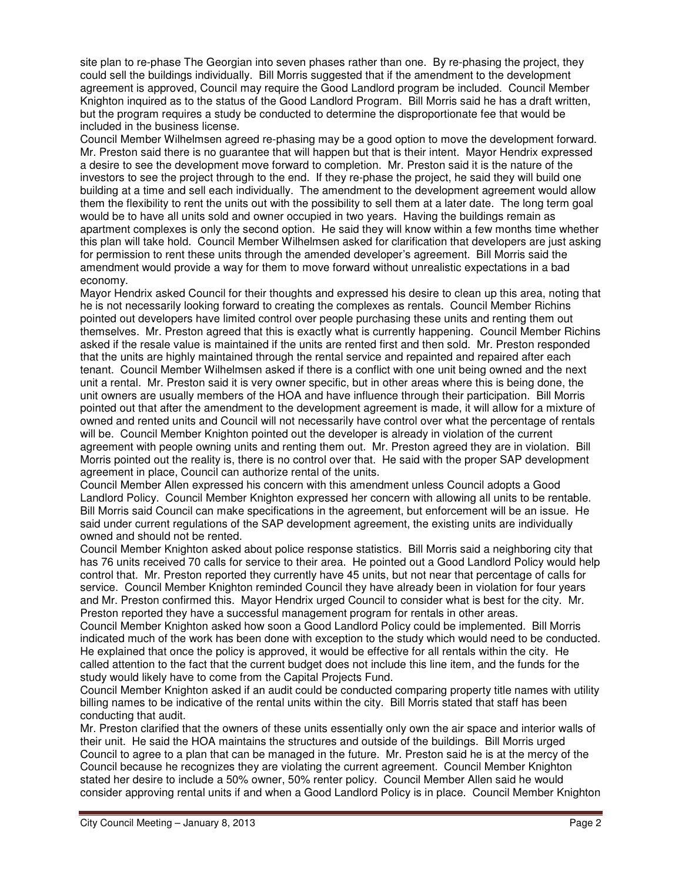site plan to re-phase The Georgian into seven phases rather than one. By re-phasing the project, they could sell the buildings individually. Bill Morris suggested that if the amendment to the development agreement is approved, Council may require the Good Landlord program be included. Council Member Knighton inquired as to the status of the Good Landlord Program. Bill Morris said he has a draft written, but the program requires a study be conducted to determine the disproportionate fee that would be included in the business license.

Council Member Wilhelmsen agreed re-phasing may be a good option to move the development forward. Mr. Preston said there is no guarantee that will happen but that is their intent. Mayor Hendrix expressed a desire to see the development move forward to completion. Mr. Preston said it is the nature of the investors to see the project through to the end. If they re-phase the project, he said they will build one building at a time and sell each individually. The amendment to the development agreement would allow them the flexibility to rent the units out with the possibility to sell them at a later date. The long term goal would be to have all units sold and owner occupied in two years. Having the buildings remain as apartment complexes is only the second option. He said they will know within a few months time whether this plan will take hold. Council Member Wilhelmsen asked for clarification that developers are just asking for permission to rent these units through the amended developer's agreement. Bill Morris said the amendment would provide a way for them to move forward without unrealistic expectations in a bad economy.

Mayor Hendrix asked Council for their thoughts and expressed his desire to clean up this area, noting that he is not necessarily looking forward to creating the complexes as rentals. Council Member Richins pointed out developers have limited control over people purchasing these units and renting them out themselves. Mr. Preston agreed that this is exactly what is currently happening. Council Member Richins asked if the resale value is maintained if the units are rented first and then sold. Mr. Preston responded that the units are highly maintained through the rental service and repainted and repaired after each tenant. Council Member Wilhelmsen asked if there is a conflict with one unit being owned and the next unit a rental. Mr. Preston said it is very owner specific, but in other areas where this is being done, the unit owners are usually members of the HOA and have influence through their participation. Bill Morris pointed out that after the amendment to the development agreement is made, it will allow for a mixture of owned and rented units and Council will not necessarily have control over what the percentage of rentals will be. Council Member Knighton pointed out the developer is already in violation of the current agreement with people owning units and renting them out. Mr. Preston agreed they are in violation. Bill Morris pointed out the reality is, there is no control over that. He said with the proper SAP development agreement in place, Council can authorize rental of the units.

Council Member Allen expressed his concern with this amendment unless Council adopts a Good Landlord Policy. Council Member Knighton expressed her concern with allowing all units to be rentable. Bill Morris said Council can make specifications in the agreement, but enforcement will be an issue. He said under current regulations of the SAP development agreement, the existing units are individually owned and should not be rented.

Council Member Knighton asked about police response statistics. Bill Morris said a neighboring city that has 76 units received 70 calls for service to their area. He pointed out a Good Landlord Policy would help control that. Mr. Preston reported they currently have 45 units, but not near that percentage of calls for service. Council Member Knighton reminded Council they have already been in violation for four years and Mr. Preston confirmed this. Mayor Hendrix urged Council to consider what is best for the city. Mr. Preston reported they have a successful management program for rentals in other areas.

Council Member Knighton asked how soon a Good Landlord Policy could be implemented. Bill Morris indicated much of the work has been done with exception to the study which would need to be conducted. He explained that once the policy is approved, it would be effective for all rentals within the city. He called attention to the fact that the current budget does not include this line item, and the funds for the study would likely have to come from the Capital Projects Fund.

Council Member Knighton asked if an audit could be conducted comparing property title names with utility billing names to be indicative of the rental units within the city. Bill Morris stated that staff has been conducting that audit.

Mr. Preston clarified that the owners of these units essentially only own the air space and interior walls of their unit. He said the HOA maintains the structures and outside of the buildings. Bill Morris urged Council to agree to a plan that can be managed in the future. Mr. Preston said he is at the mercy of the Council because he recognizes they are violating the current agreement. Council Member Knighton stated her desire to include a 50% owner, 50% renter policy. Council Member Allen said he would consider approving rental units if and when a Good Landlord Policy is in place. Council Member Knighton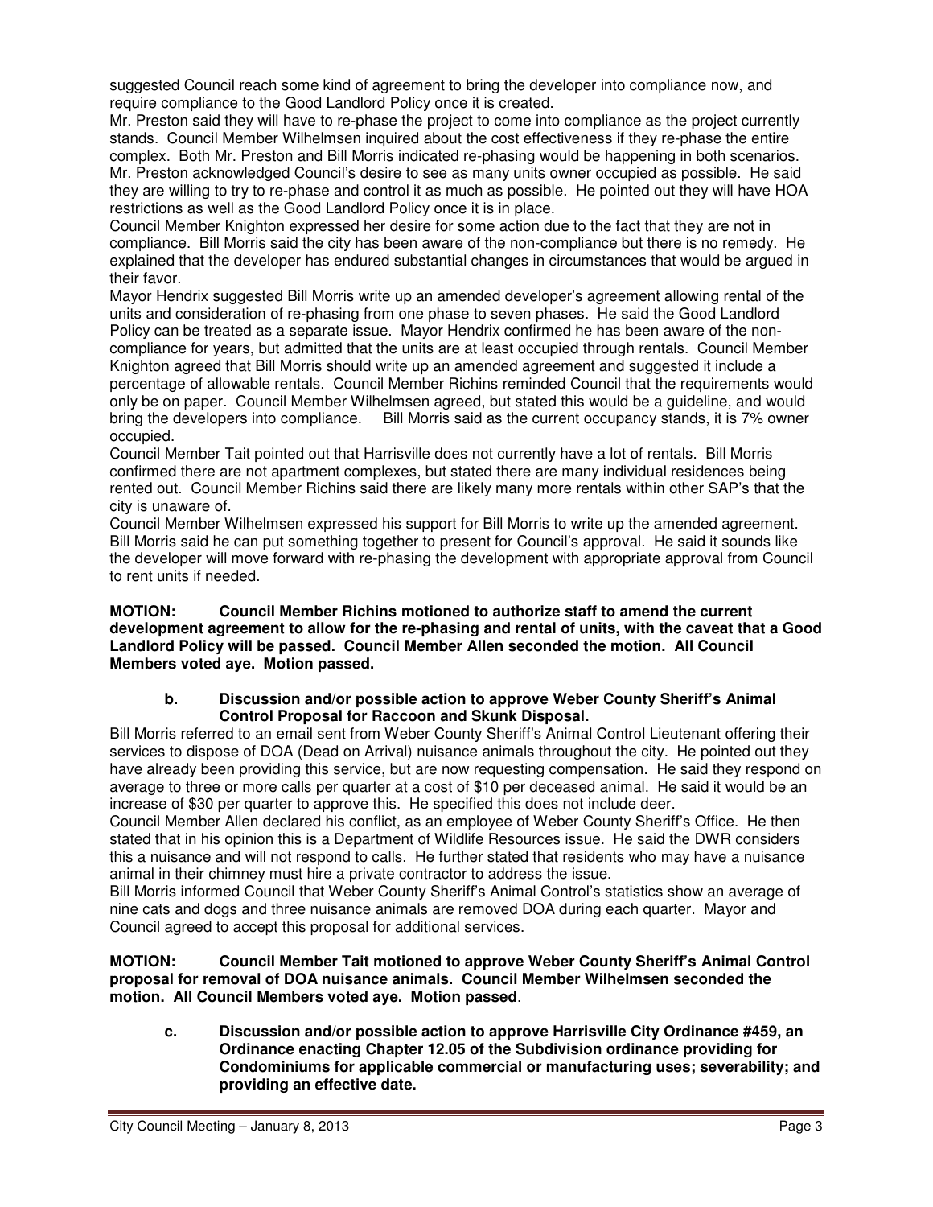suggested Council reach some kind of agreement to bring the developer into compliance now, and require compliance to the Good Landlord Policy once it is created.

Mr. Preston said they will have to re-phase the project to come into compliance as the project currently stands. Council Member Wilhelmsen inquired about the cost effectiveness if they re-phase the entire complex. Both Mr. Preston and Bill Morris indicated re-phasing would be happening in both scenarios. Mr. Preston acknowledged Council's desire to see as many units owner occupied as possible. He said they are willing to try to re-phase and control it as much as possible. He pointed out they will have HOA restrictions as well as the Good Landlord Policy once it is in place.

Council Member Knighton expressed her desire for some action due to the fact that they are not in compliance. Bill Morris said the city has been aware of the non-compliance but there is no remedy. He explained that the developer has endured substantial changes in circumstances that would be argued in their favor.

Mayor Hendrix suggested Bill Morris write up an amended developer's agreement allowing rental of the units and consideration of re-phasing from one phase to seven phases. He said the Good Landlord Policy can be treated as a separate issue. Mayor Hendrix confirmed he has been aware of the non-compliance for years, but admitted that the units are at least occupied through rentals. Council Member Knighton agreed that Bill Morris should write up an amended agreement and suggested it include a percentage of allowable rentals. Council Member Richins reminded Council that the requirements would only be on paper. Council Member Wilhelmsen agreed, but stated this would be a guideline, and would bring the developers into compliance. Bill Morris said as the current occupancy stands, it is 7% owner occupied.

Council Member Tait pointed out that Harrisville does not currently have a lot of rentals. Bill Morris confirmed there are not apartment complexes, but stated there are many individual residences being rented out. Council Member Richins said there are likely many more rentals within other SAP's that the city is unaware of.

Council Member Wilhelmsen expressed his support for Bill Morris to write up the amended agreement. Bill Morris said he can put something together to present for Council's approval. He said it sounds like the developer will move forward with re-phasing the development with appropriate approval from Council to rent units if needed.

**MOTION: Council Member Richins motioned to authorize staff to amend the current development agreement to allow for the re-phasing and rental of units, with the caveat that a Good Landlord Policy will be passed. Council Member Allen seconded the motion. All Council Members voted aye. Motion passed.**

**b. Discussion and/or possible action to approve Weber County Sheriff's Animal Control Proposal for Raccoon and Skunk Disposal.**

Bill Morris referred to an email sent from Weber County Sheriff's Animal Control Lieutenant offering their services to dispose of DOA (Dead on Arrival) nuisance animals throughout the city. He pointed out they have already been providing this service, but are now requesting compensation. He said they respond on average to three or more calls per quarter at a cost of $10 per deceased animal. He said it would be an increase of $30 per quarter to approve this. He specified this does not include deer.

Council Member Allen declared his conflict, as an employee of Weber County Sheriff's Office. He then stated that in his opinion this is a Department of Wildlife Resources issue. He said the DWR considers this a nuisance and will not respond to calls. He further stated that residents who may have a nuisance animal in their chimney must hire a private contractor to address the issue.

Bill Morris informed Council that Weber County Sheriff's Animal Control's statistics show an average of nine cats and dogs and three nuisance animals are removed DOA during each quarter. Mayor and Council agreed to accept this proposal for additional services.

**MOTION: Council Member Tait motioned to approve Weber County Sheriff's Animal Control proposal for removal of DOA nuisance animals. Council Member Wilhelmsen seconded the motion. All Council Members voted aye. Motion passed.**

**c. Discussion and/or possible action to approve Harrisville City Ordinance #459, an Ordinance enacting Chapter 12.05 of the Subdivision ordinance providing for Condominiums for applicable commercial or manufacturing uses; severability; and providing an effective date.**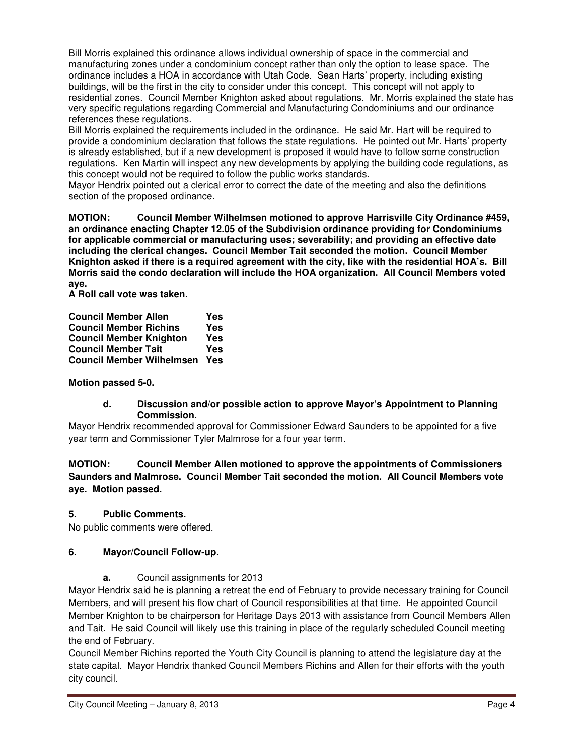Bill Morris explained this ordinance allows individual ownership of space in the commercial and manufacturing zones under a condominium concept rather than only the option to lease space. The ordinance includes a HOA in accordance with Utah Code. Sean Harts' property, including existing buildings, will be the first in the city to consider under this concept. This concept will not apply to residential zones. Council Member Knighton asked about regulations. Mr. Morris explained the state has very specific regulations regarding Commercial and Manufacturing Condominiums and our ordinance references these regulations.

Bill Morris explained the requirements included in the ordinance. He said Mr. Hart will be required to provide a condominium declaration that follows the state regulations. He pointed out Mr. Harts' property is already established, but if a new development is proposed it would have to follow some construction regulations. Ken Martin will inspect any new developments by applying the building code regulations, as this concept would not be required to follow the public works standards.

Mayor Hendrix pointed out a clerical error to correct the date of the meeting and also the definitions section of the proposed ordinance.

**MOTION: Council Member Wilhelmsen motioned to approve Harrisville City Ordinance #459, an ordinance enacting Chapter 12.05 of the Subdivision ordinance providing for Condominiums for applicable commercial or manufacturing uses; severability; and providing an effective date including the clerical changes. Council Member Tait seconded the motion. Council Member Knighton asked if there is a required agreement with the city, like with the residential HOA's. Bill Morris said the condo declaration will include the HOA organization. All Council Members voted aye.**

**A Roll call vote was taken.**

| | |
|---|---|
| **Council Member Allen** | **Yes** |
| **Council Member Richins** | **Yes** |
| **Council Member Knighton** | **Yes** |
| **Council Member Tait** | **Yes** |
| **Council Member Wilhelmsen** | **Yes** |

**Motion passed 5-0.**

**d. Discussion and/or possible action to approve Mayor's Appointment to Planning Commission.**

Mayor Hendrix recommended approval for Commissioner Edward Saunders to be appointed for a five year term and Commissioner Tyler Malmrose for a four year term.

**MOTION: Council Member Allen motioned to approve the appointments of Commissioners Saunders and Malmrose. Council Member Tait seconded the motion. All Council Members vote aye. Motion passed.**

## 5. Public Comments.

No public comments were offered.

## 6. Mayor/Council Follow-up.

**a.** Council assignments for 2013

Mayor Hendrix said he is planning a retreat the end of February to provide necessary training for Council Members, and will present his flow chart of Council responsibilities at that time. He appointed Council Member Knighton to be chairperson for Heritage Days 2013 with assistance from Council Members Allen and Tait. He said Council will likely use this training in place of the regularly scheduled Council meeting the end of February.

Council Member Richins reported the Youth City Council is planning to attend the legislature day at the state capital. Mayor Hendrix thanked Council Members Richins and Allen for their efforts with the youth city council.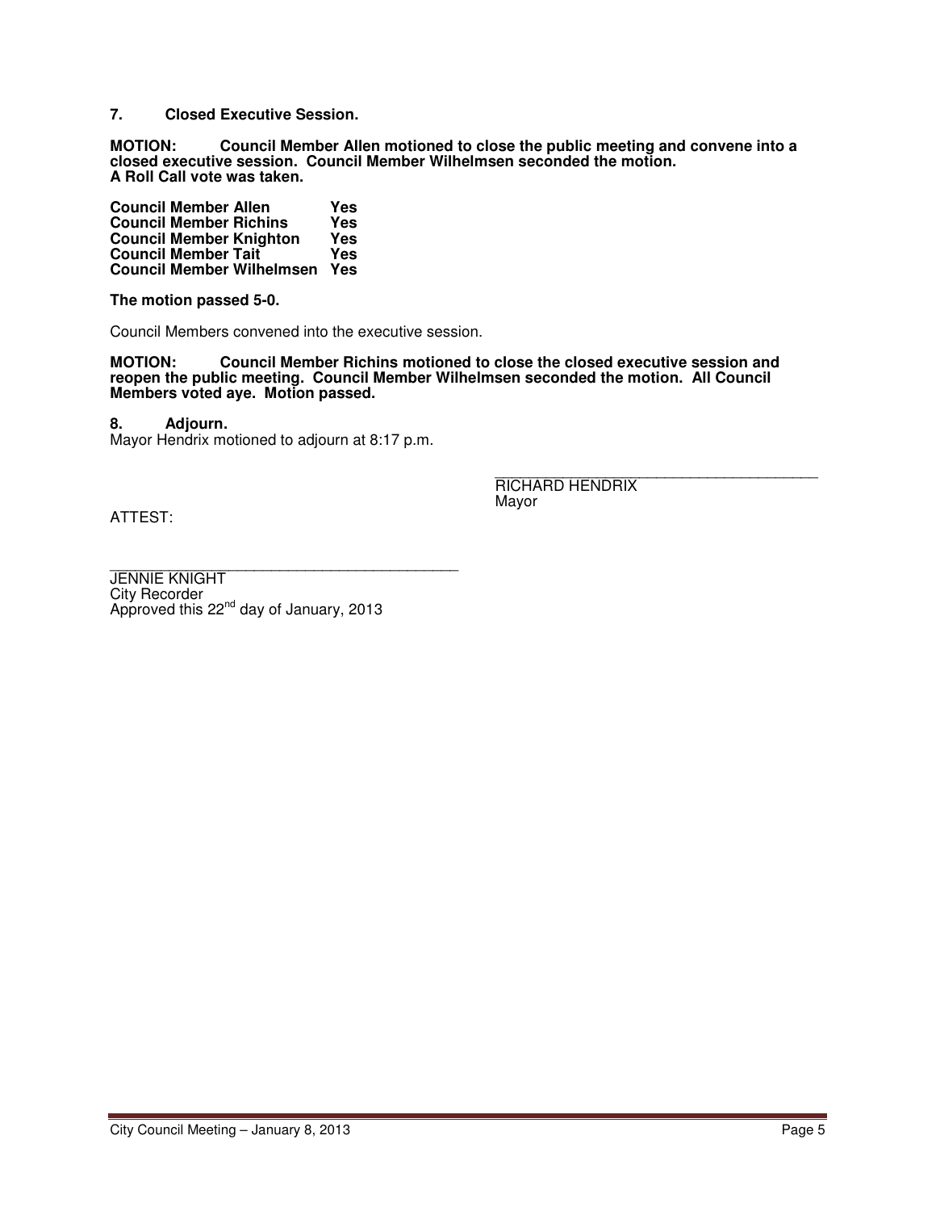**7. Closed Executive Session.**

**MOTION: Council Member Allen motioned to close the public meeting and convene into a closed executive session. Council Member Wilhelmsen seconded the motion.**
**A Roll Call vote was taken.**

| | |
|---|---|
| **Council Member Allen** | **Yes** |
| **Council Member Richins** | **Yes** |
| **Council Member Knighton** | **Yes** |
| **Council Member Tait** | **Yes** |
| **Council Member Wilhelmsen** | **Yes** |

**The motion passed 5-0.**

Council Members convened into the executive session.

**MOTION: Council Member Richins motioned to close the closed executive session and reopen the public meeting. Council Member Wilhelmsen seconded the motion. All Council Members voted aye. Motion passed.**

**8. Adjourn.**
Mayor Hendrix motioned to adjourn at 8:17 p.m.

\_\_\_\_\_\_\_\_\_\_\_\_\_\_\_\_\_\_\_\_\_\_\_\_\_\_\_\_\_\_\_\_\_\_\_\_\_\_
RICHARD HENDRIX
Mayor

ATTEST:

\_\_\_\_\_\_\_\_\_\_\_\_\_\_\_\_\_\_\_\_\_\_\_\_\_\_\_\_\_\_\_\_\_\_\_\_\_\_\_\_\_\_
JENNIE KNIGHT
City Recorder
Approved this 22nd day of January, 2013